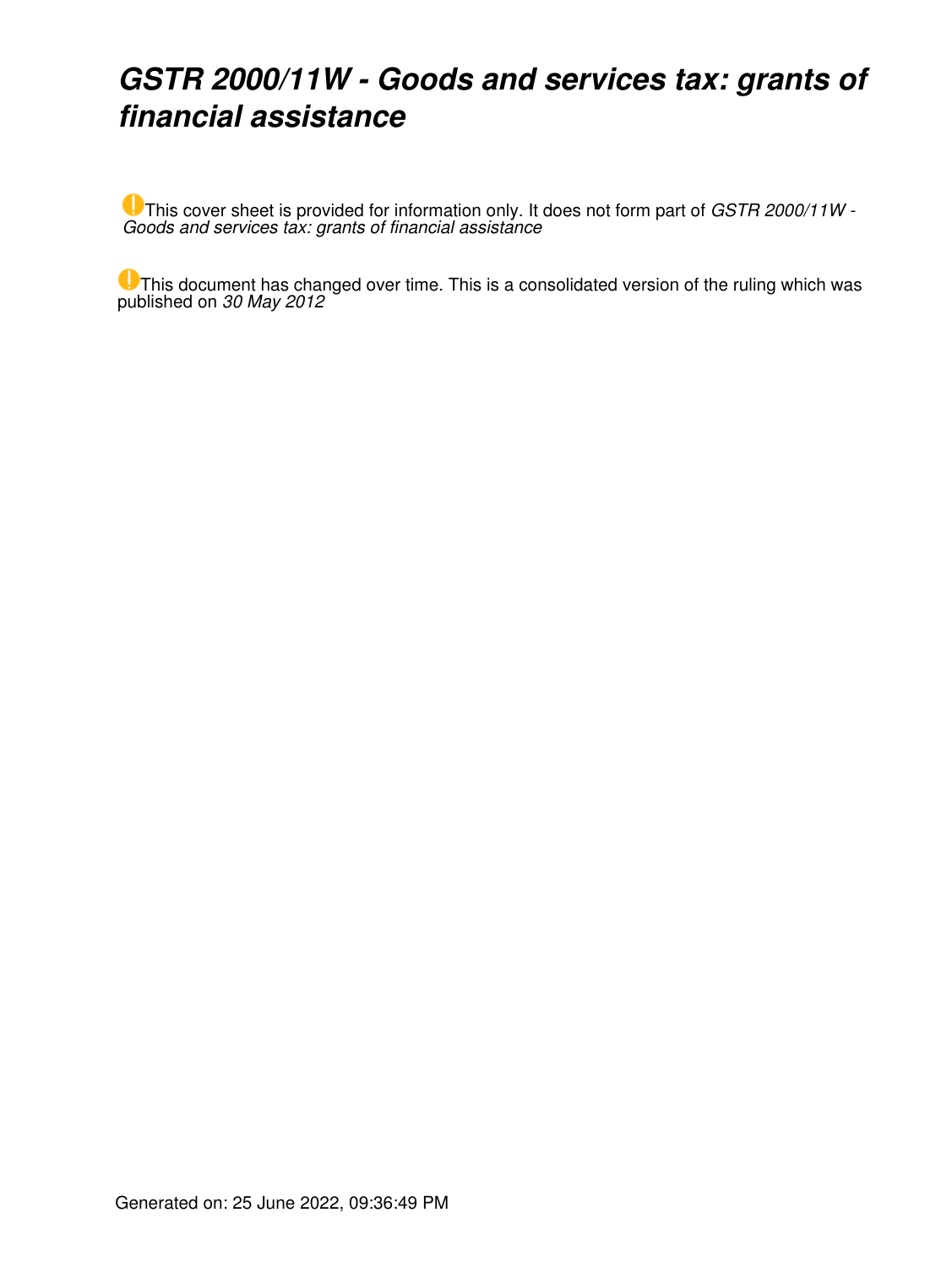# *GSTR 2000/11W - Goods and services tax: grants of financial assistance*

This cover sheet is provided for information only. It does not form part of *GSTR 2000/11W - Goods and services tax: grants of financial assistance*

This document has changed over time. This is a consolidated version of the ruling which was published on *30 May 2012*

Generated on: 25 June 2022, 09:36:49 PM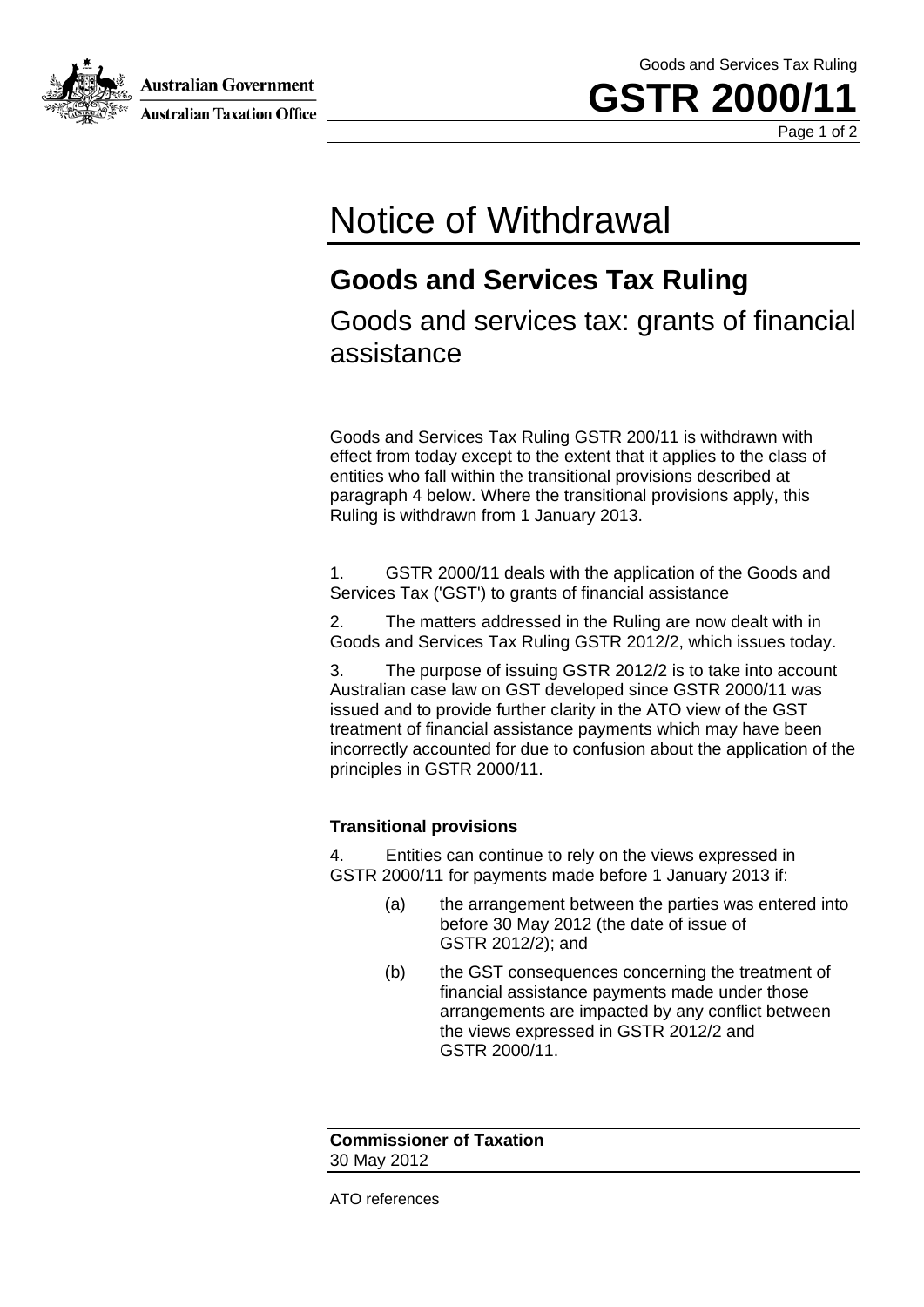# Notice of Withdrawal

## Goods and Services Tax Ruling

Goods and services tax: grants of financial assistance

Goods and Services Tax Ruling GSTR 200/11 is withdrawn with effect from today except to the extent that it applies to the class of entities who fall within the transitional provisions described at paragraph 4 below. Where the transitional provisions apply, this Ruling is withdrawn from 1 January 2013.

1. GSTR 2000/11 deals with the application of the Goods and Services Tax ('GST') to grants of financial assistance

2. The matters addressed in the Ruling are now dealt with in Goods and Services Tax Ruling GSTR 2012/2, which issues today.

3. The purpose of issuing GSTR 2012/2 is to take into account Australian case law on GST developed since GSTR 2000/11 was issued and to provide further clarity in the ATO view of the GST treatment of financial assistance payments which may have been incorrectly accounted for due to confusion about the application of the principles in GSTR 2000/11.

### Transitional provisions

4. Entities can continue to rely on the views expressed in GSTR 2000/11 for payments made before 1 January 2013 if:

(a) the arrangement between the parties was entered into before 30 May 2012 (the date of issue of GSTR 2012/2); and

(b) the GST consequences concerning the treatment of financial assistance payments made under those arrangements are impacted by any conflict between the views expressed in GSTR 2012/2 and GSTR 2000/11.

**Commissioner of Taxation**
30 May 2012

ATO references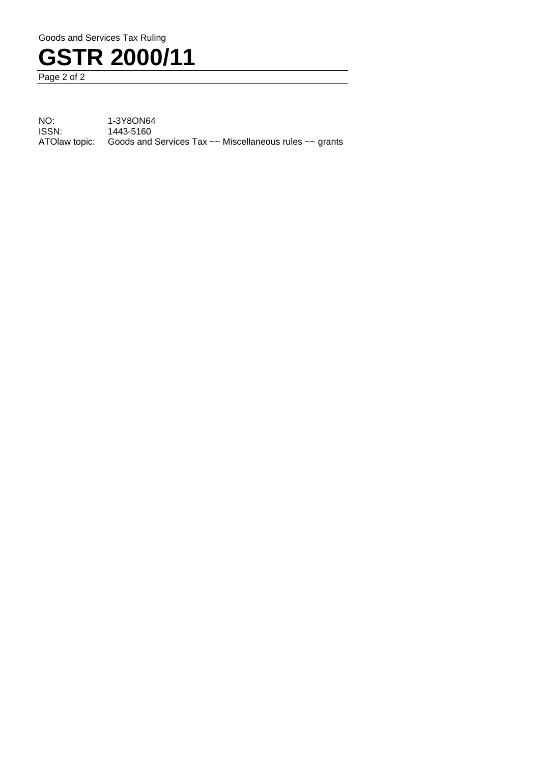NO: 1-3Y8ON64
ISSN: 1443-5160
ATOlaw topic: Goods and Services Tax ~~ Miscellaneous rules ~~ grants